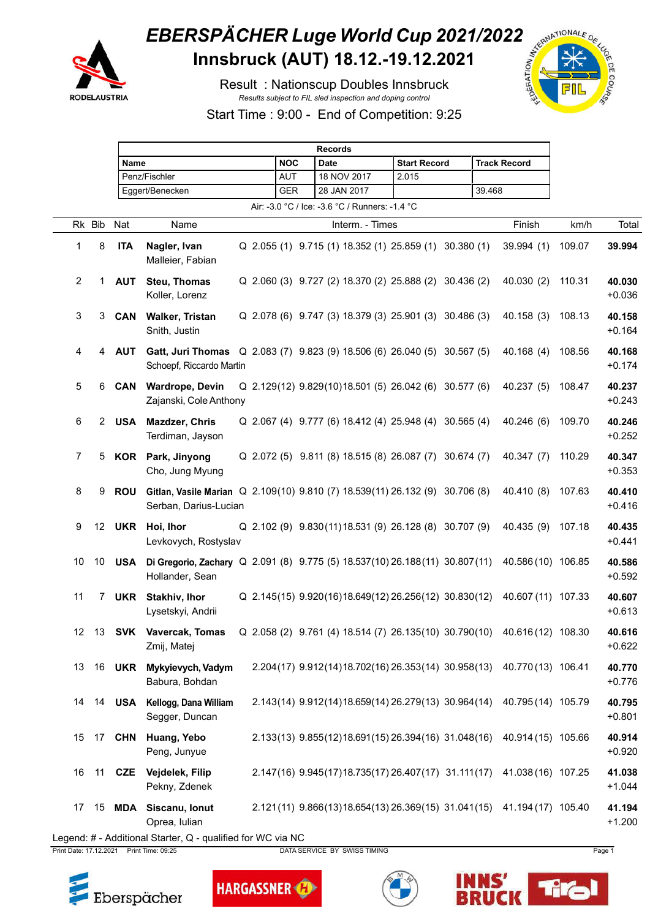# EBERSPÄCHER Luge World Cup 2021/2022

## Innsbruck (AUT) 18.12.-19.12.2021

Result : Nationscup Doubles Innsbruck

*Results subject to FIL sled inspection and doping control*

Start Time : 9:00 - End of Competition: 9:25

| Records | | | | |
|---|---|---|---|---|
| **Name** | **NOC** | **Date** | **Start Record** | **Track Record** |
| Penz/Fischler | AUT | 18 NOV 2017 | 2.015 | |
| Eggert/Benecken | GER | 28 JAN 2017 | | 39.468 |

Air: -3.0 °C / Ice: -3.6 °C / Runners: -1.4 °C

| Rk | Bib | Nat | Name | | Interm. - Times | | | | | Finish | km/h | Total |
|---|---|---|---|---|---|---|---|---|---|---|---|---|
| 1 | 8 | **ITA** | **Nagler, Ivan** Malleier, Fabian | Q | 2.055 (1) | 9.715 (1) | 18.352 (1) | 25.859 (1) | 30.380 (1) | 39.994 (1) | 109.07 | **39.994** |
| 2 | 1 | **AUT** | **Steu, Thomas** Koller, Lorenz | Q | 2.060 (3) | 9.727 (2) | 18.370 (2) | 25.888 (2) | 30.436 (2) | 40.030 (2) | 110.31 | **40.030** +0.036 |
| 3 | 3 | **CAN** | **Walker, Tristan** Snith, Justin | Q | 2.078 (6) | 9.747 (3) | 18.379 (3) | 25.901 (3) | 30.486 (3) | 40.158 (3) | 108.13 | **40.158** +0.164 |
| 4 | 4 | **AUT** | **Gatt, Juri Thomas** Schoepf, Riccardo Martin | Q | 2.083 (7) | 9.823 (9) | 18.506 (6) | 26.040 (5) | 30.567 (5) | 40.168 (4) | 108.56 | **40.168** +0.174 |
| 5 | 6 | **CAN** | **Wardrope, Devin** Zajanski, Cole Anthony | Q | 2.129 (12) | 9.829 (10) | 18.501 (5) | 26.042 (6) | 30.577 (6) | 40.237 (5) | 108.47 | **40.237** +0.243 |
| 6 | 2 | **USA** | **Mazdzer, Chris** Terdiman, Jayson | Q | 2.067 (4) | 9.777 (6) | 18.412 (4) | 25.948 (4) | 30.565 (4) | 40.246 (6) | 109.70 | **40.246** +0.252 |
| 7 | 5 | **KOR** | **Park, Jinyong** Cho, Jung Myung | Q | 2.072 (5) | 9.811 (8) | 18.515 (8) | 26.087 (7) | 30.674 (7) | 40.347 (7) | 110.29 | **40.347** +0.353 |
| 8 | 9 | **ROU** | **Gitlan, Vasile Marian** Serban, Darius-Lucian | Q | 2.109 (10) | 9.810 (7) | 18.539 (11) | 26.132 (9) | 30.706 (8) | 40.410 (8) | 107.63 | **40.410** +0.416 |
| 9 | 12 | **UKR** | **Hoi, Ihor** Levkovych, Rostyslav | Q | 2.102 (9) | 9.830 (11) | 18.531 (9) | 26.128 (8) | 30.707 (9) | 40.435 (9) | 107.18 | **40.435** +0.441 |
| 10 | 10 | **USA** | **Di Gregorio, Zachary** Hollander, Sean | Q | 2.091 (8) | 9.775 (5) | 18.537 (10) | 26.188 (11) | 30.807 (11) | 40.586 (10) | 106.85 | **40.586** +0.592 |
| 11 | 7 | **UKR** | **Stakhiv, Ihor** Lysetskyi, Andrii | Q | 2.145 (15) | 9.920 (16) | 18.649 (12) | 26.256 (12) | 30.830 (12) | 40.607 (11) | 107.33 | **40.607** +0.613 |
| 12 | 13 | **SVK** | **Vavercak, Tomas** Zmij, Matej | Q | 2.058 (2) | 9.761 (4) | 18.514 (7) | 26.135 (10) | 30.790 (10) | 40.616 (12) | 108.30 | **40.616** +0.622 |
| 13 | 16 | **UKR** | **Mykyievych, Vadym** Babura, Bohdan | | 2.204 (17) | 9.912 (14) | 18.702 (16) | 26.353 (14) | 30.958 (13) | 40.770 (13) | 106.41 | **40.770** +0.776 |
| 14 | 14 | **USA** | **Kellogg, Dana William** Segger, Duncan | | 2.143 (14) | 9.912 (14) | 18.659 (14) | 26.279 (13) | 30.964 (14) | 40.795 (14) | 105.79 | **40.795** +0.801 |
| 15 | 17 | **CHN** | **Huang, Yebo** Peng, Junyue | | 2.133 (13) | 9.855 (12) | 18.691 (15) | 26.394 (16) | 31.048 (16) | 40.914 (15) | 105.66 | **40.914** +0.920 |
| 16 | 11 | **CZE** | **Vejdelek, Filip** Pekny, Zdenek | | 2.147 (16) | 9.945 (17) | 18.735 (17) | 26.407 (17) | 31.111 (17) | 41.038 (16) | 107.25 | **41.038** +1.044 |
| 17 | 15 | **MDA** | **Siscanu, Ionut** Oprea, Iulian | | 2.121 (11) | 9.866 (13) | 18.654 (13) | 26.369 (15) | 31.041 (15) | 41.194 (17) | 105.40 | **41.194** +1.200 |

Legend: # - Additional Starter, Q - qualified for WC via NC

Print Date: 17.12.2021 Print Time: 09:25 DATA SERVICE BY SWISS TIMING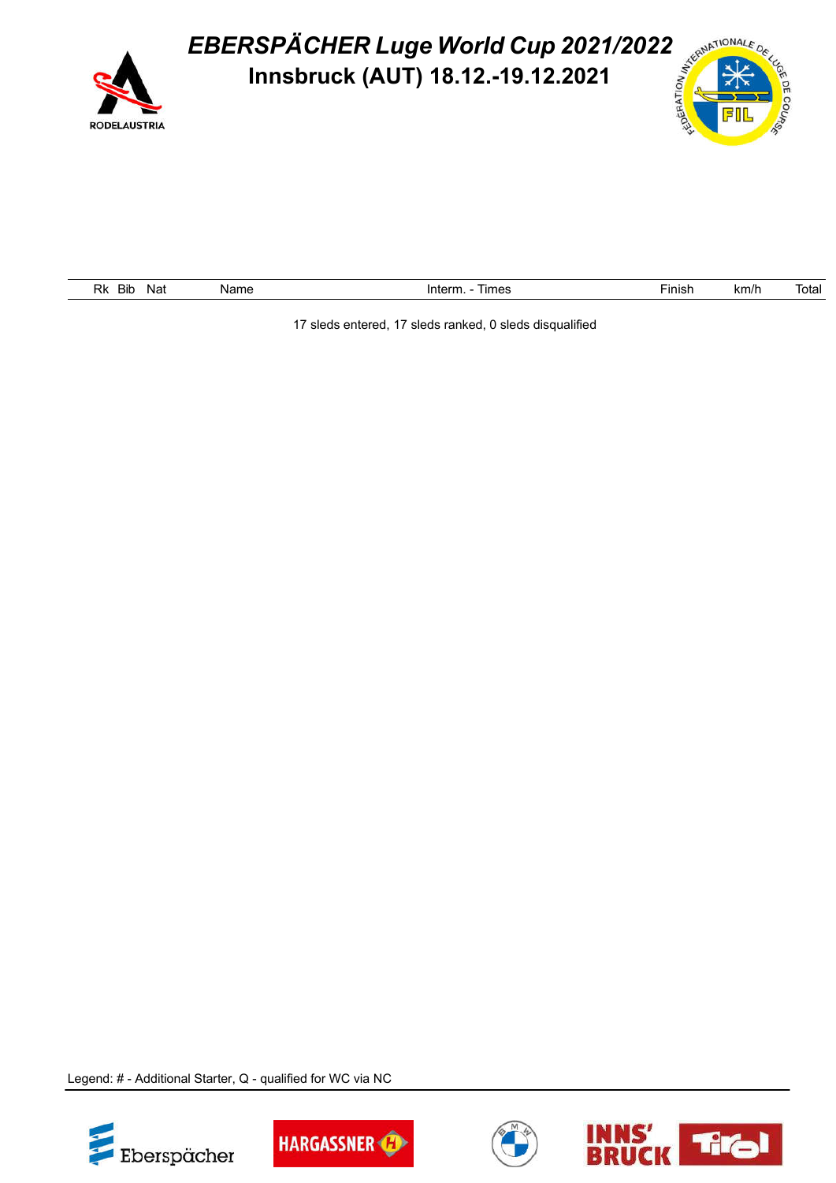| Rk | Bib | Nat | Name | Interm. - Times | Finish | km/h | Total |
|---|---|---|---|---|---|---|---|

17 sleds entered, 17 sleds ranked, 0 sleds disqualified

Legend: # - Additional Starter, Q - qualified for WC via NC